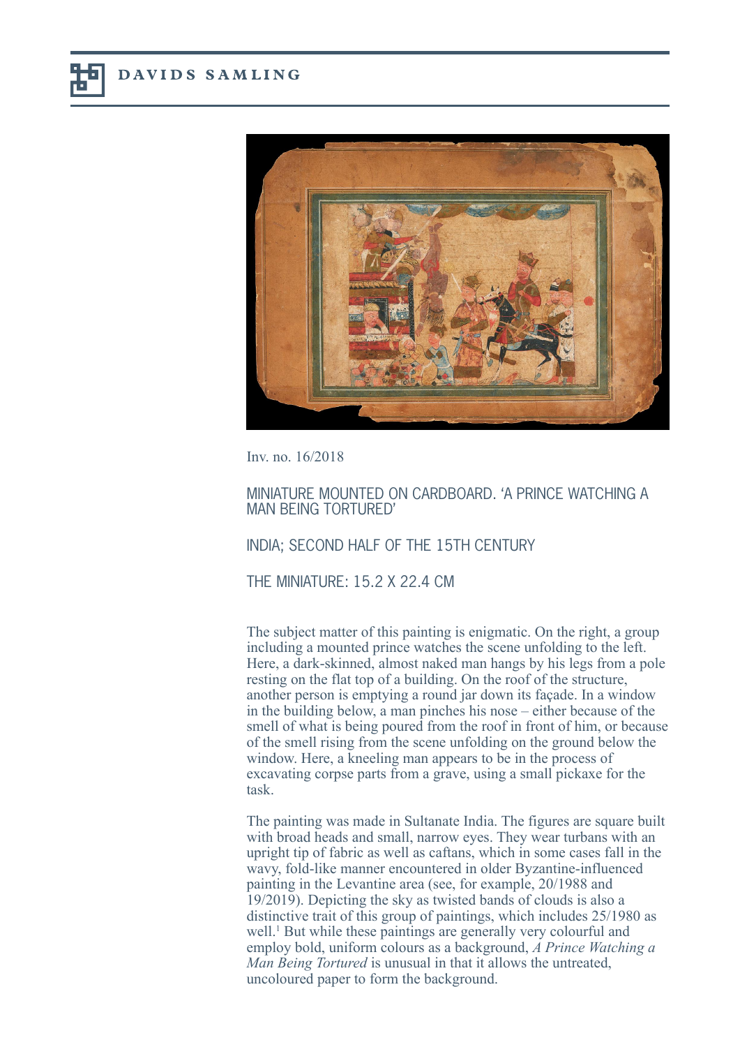Inv. no. 16/2018

# MINIATURE MOUNTED ON CARDBOARD. 'A PRINCE WATCHING A MAN BEING TORTURED'

## INDIA; SECOND HALF OF THE 15TH CENTURY

## THE MINIATURE: 15.2 X 22.4 CM

The subject matter of this painting is enigmatic. On the right, a group including a mounted prince watches the scene unfolding to the left. Here, a dark-skinned, almost naked man hangs by his legs from a pole resting on the flat top of a building. On the roof of the structure, another person is emptying a round jar down its façade. In a window in the building below, a man pinches his nose – either because of the smell of what is being poured from the roof in front of him, or because of the smell rising from the scene unfolding on the ground below the window. Here, a kneeling man appears to be in the process of excavating corpse parts from a grave, using a small pickaxe for the task.

The painting was made in Sultanate India. The figures are square built with broad heads and small, narrow eyes. They wear turbans with an upright tip of fabric as well as caftans, which in some cases fall in the wavy, fold-like manner encountered in older Byzantine-influenced painting in the Levantine area (see, for example, 20/1988 and 19/2019). Depicting the sky as twisted bands of clouds is also a distinctive trait of this group of paintings, which includes 25/1980 as well.[1] But while these paintings are generally very colourful and employ bold, uniform colours as a background, *A Prince Watching a Man Being Tortured* is unusual in that it allows the untreated, uncoloured paper to form the background.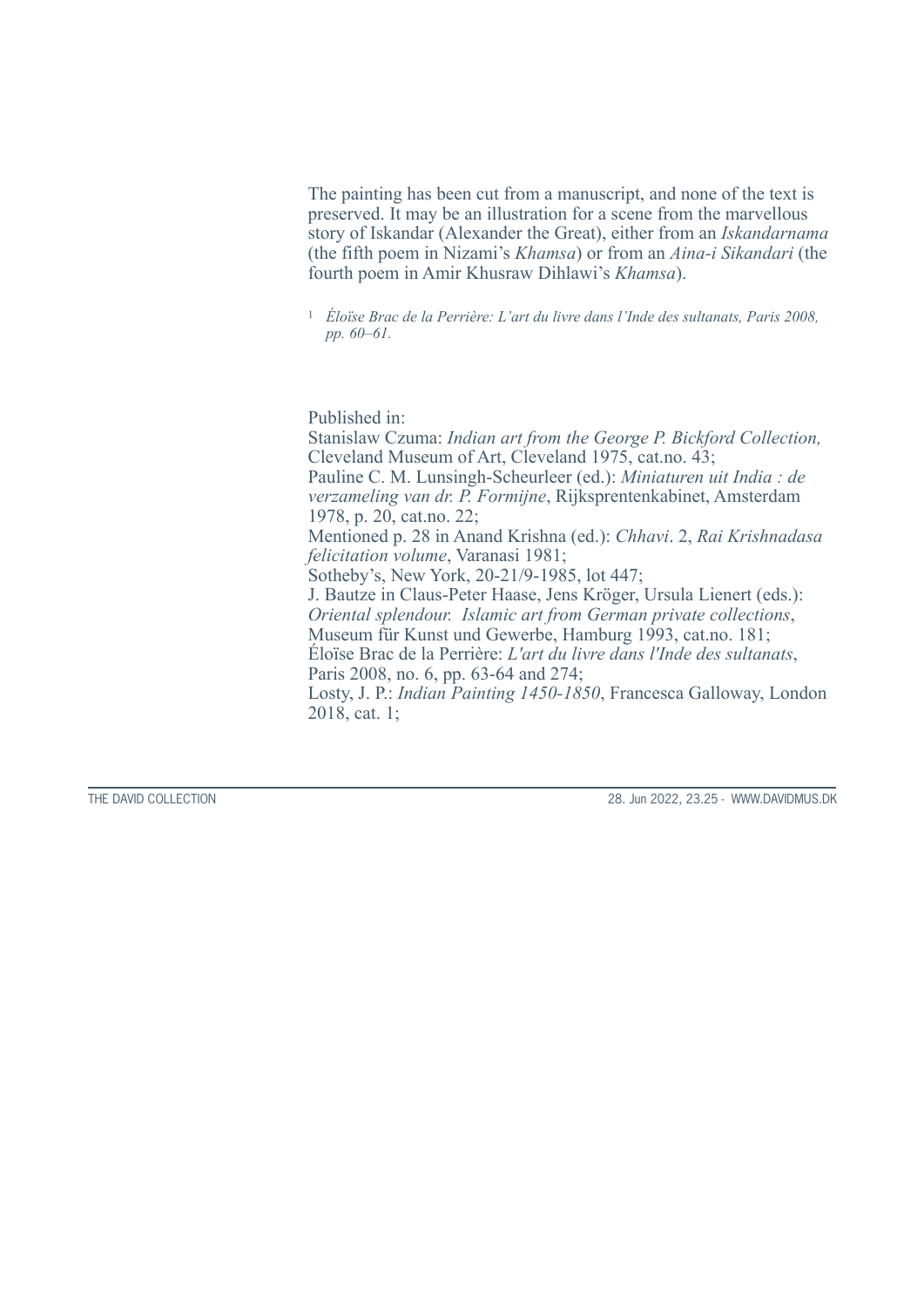The painting has been cut from a manuscript, and none of the text is preserved. It may be an illustration for a scene from the marvellous story of Iskandar (Alexander the Great), either from an *Iskandarnama* (the fifth poem in Nizami's *Khamsa*) or from an *Aina-i Sikandari* (the fourth poem in Amir Khusraw Dihlawi's *Khamsa*).

[1] *Éloïse Brac de la Perrière: L'art du livre dans l'Inde des sultanats, Paris 2008, pp. 60–61.*

Published in:
Stanislaw Czuma: *Indian art from the George P. Bickford Collection,* Cleveland Museum of Art, Cleveland 1975, cat.no. 43;
Pauline C. M. Lunsingh-Scheurleer (ed.): *Miniaturen uit India : de verzameling van dr. P. Formijne*, Rijksprentenkabinet, Amsterdam 1978, p. 20, cat.no. 22;
Mentioned p. 28 in Anand Krishna (ed.): *Chhavi*. 2, *Rai Krishnadasa felicitation volume*, Varanasi 1981;
Sotheby's, New York, 20-21/9-1985, lot 447;
J. Bautze in Claus-Peter Haase, Jens Kröger, Ursula Lienert (eds.): *Oriental splendour. Islamic art from German private collections*, Museum für Kunst und Gewerbe, Hamburg 1993, cat.no. 181;
Éloïse Brac de la Perrière: *L'art du livre dans l'Inde des sultanats*, Paris 2008, no. 6, pp. 63-64 and 274;
Losty, J. P.: *Indian Painting 1450-1850*, Francesca Galloway, London 2018, cat. 1;